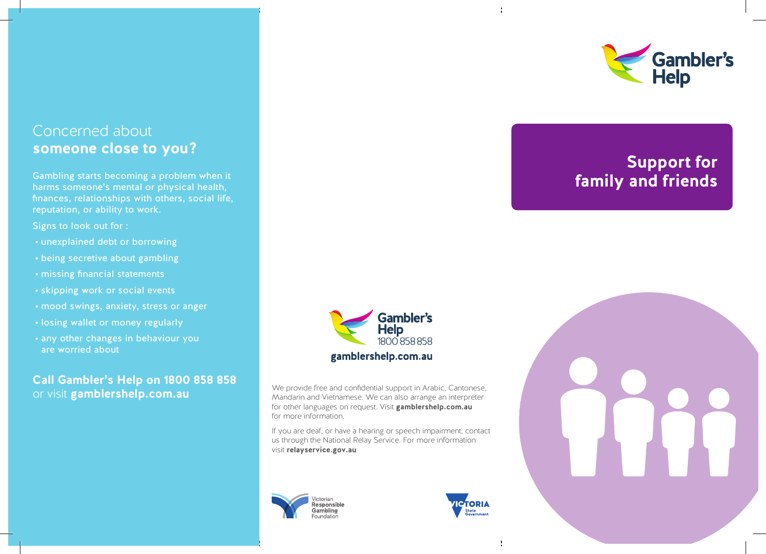## Concerned about **someone close to you?**

Gambling starts becoming a problem when it harms someone's mental or physical health, finances, relationships with others, social life, reputation, or ability to work.

Signs to look out for :

- unexplained debt or borrowing
- being secretive about gambling
- missing financial statements
- skipping work or social events
- mood swings, anxiety, stress or anger
- losing wallet or money regularly
- any other changes in behaviour you are worried about

**Call Gambler's Help on 1800 858 858** or visit **gamblershelp.com.au**

Gambler's Help
1800 858 858
**gamblershelp.com.au**

We provide free and confidential support in Arabic, Cantonese, Mandarin and Vietnamese. We can also arrange an interpreter for other languages on request. Visit **gamblershelp.com.au** for more information.

If you are deaf, or have a hearing or speech impairment, contact us through the National Relay Service. For more information visit **relayservice.gov.au**

Victorian Responsible Gambling Foundation

Victoria State Government

Gambler's Help

# Support for family and friends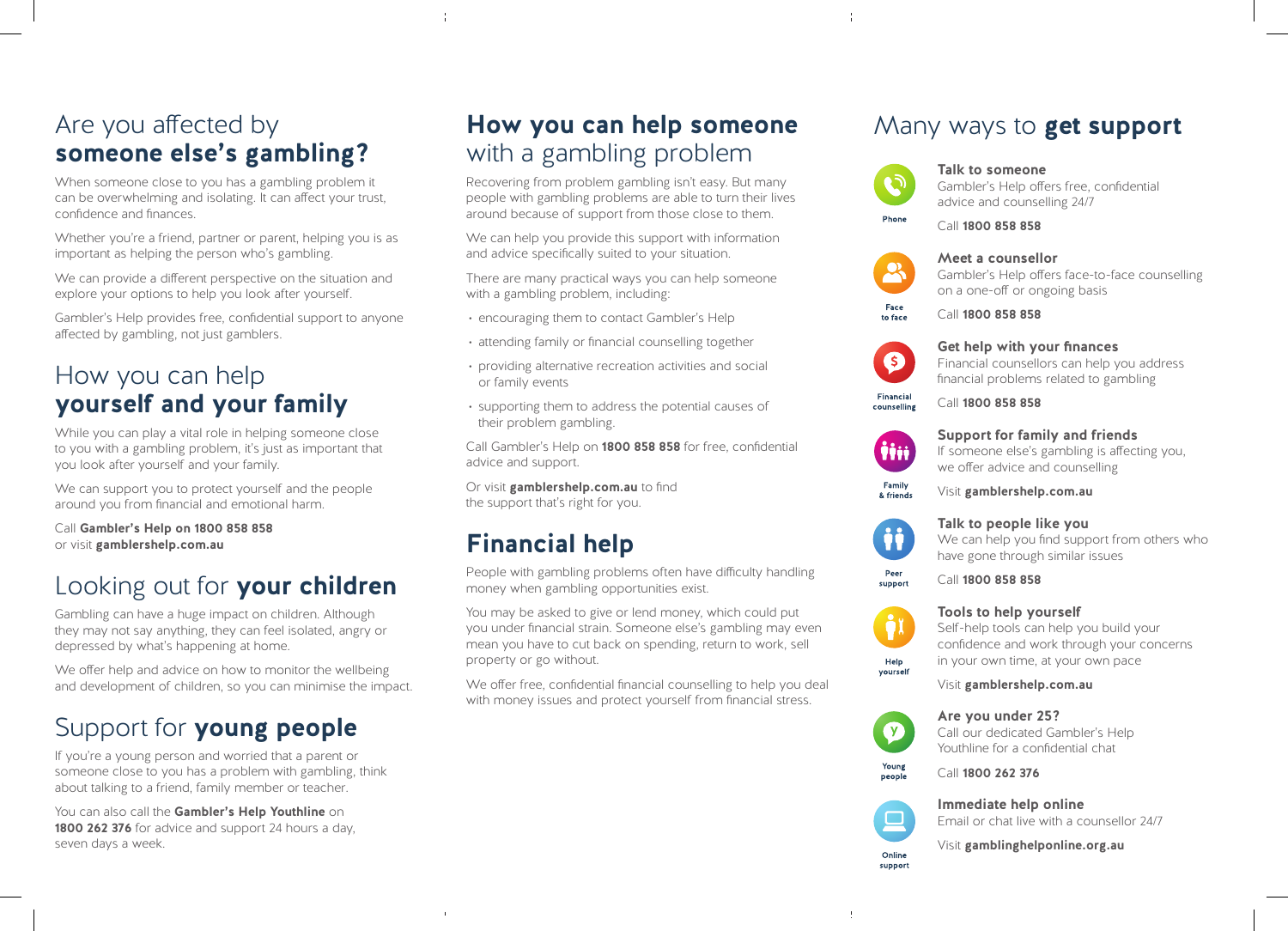## Are you affected by **someone else's gambling?**

When someone close to you has a gambling problem it can be overwhelming and isolating. It can affect your trust, confidence and finances.

Whether you're a friend, partner or parent, helping you is as important as helping the person who's gambling.

We can provide a different perspective on the situation and explore your options to help you look after yourself.

Gambler's Help provides free, confidential support to anyone affected by gambling, not just gamblers.

## How you can help **yourself and your family**

While you can play a vital role in helping someone close to you with a gambling problem, it's just as important that you look after yourself and your family.

We can support you to protect yourself and the people around you from financial and emotional harm.

Call **Gambler's Help on 1800 858 858** or visit **gamblershelp.com.au**

## Looking out for **your children**

Gambling can have a huge impact on children. Although they may not say anything, they can feel isolated, angry or depressed by what's happening at home.

We offer help and advice on how to monitor the wellbeing and development of children, so you can minimise the impact.

## Support for **young people**

If you're a young person and worried that a parent or someone close to you has a problem with gambling, think about talking to a friend, family member or teacher.

You can also call the **Gambler's Help Youthline** on **1800 262 376** for advice and support 24 hours a day, seven days a week.

## **How you can help someone** with a gambling problem

Recovering from problem gambling isn't easy. But many people with gambling problems are able to turn their lives around because of support from those close to them.

We can help you provide this support with information and advice specifically suited to your situation.

There are many practical ways you can help someone with a gambling problem, including:

- encouraging them to contact Gambler's Help
- attending family or financial counselling together
- providing alternative recreation activities and social or family events
- supporting them to address the potential causes of their problem gambling.

Call Gambler's Help on **1800 858 858** for free, confidential advice and support.

Or visit **gamblershelp.com.au** to find the support that's right for you.

## **Financial help**

People with gambling problems often have difficulty handling money when gambling opportunities exist.

You may be asked to give or lend money, which could put you under financial strain. Someone else's gambling may even mean you have to cut back on spending, return to work, sell property or go without.

We offer free, confidential financial counselling to help you deal with money issues and protect yourself from financial stress.

## Many ways to **get support**

Phone

**Talk to someone**
Gambler's Help offers free, confidential advice and counselling 24/7

Call **1800 858 858**

Face to face

**Meet a counsellor**
Gambler's Help offers face-to-face counselling on a one-off or ongoing basis

Call **1800 858 858**

Financial counselling

**Get help with your finances**
Financial counsellors can help you address financial problems related to gambling

Call **1800 858 858**

Family & friends

**Support for family and friends**
If someone else's gambling is affecting you, we offer advice and counselling

Visit **gamblershelp.com.au**

Peer support

**Talk to people like you**
We can help you find support from others who have gone through similar issues

Call **1800 858 858**

Help yourself

**Tools to help yourself**
Self-help tools can help you build your confidence and work through your concerns in your own time, at your own pace

Visit **gamblershelp.com.au**

Young people

**Are you under 25?**
Call our dedicated Gambler's Help Youthline for a confidential chat

Call **1800 262 376**

Online support

**Immediate help online**
Email or chat live with a counsellor 24/7

Visit **gamblinghelponline.org.au**